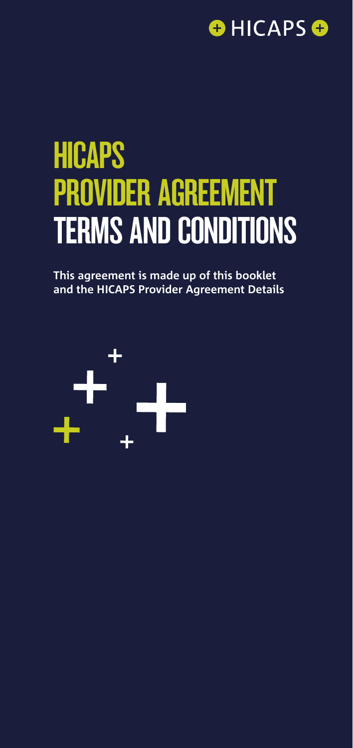HICAPS

# HICAPS PROVIDER AGREEMENT TERMS AND CONDITIONS

**This agreement is made up of this booklet and the HICAPS Provider Agreement Details**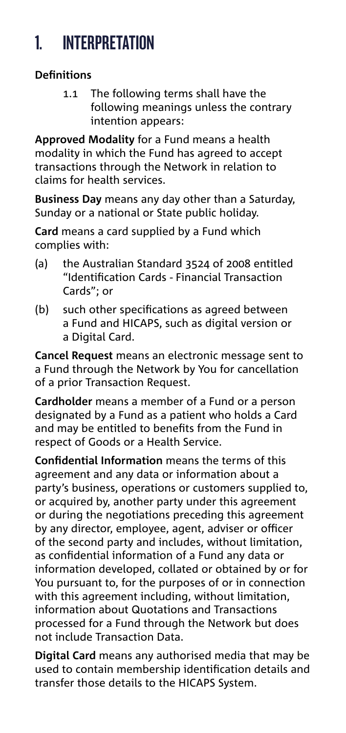# 1. INTERPRETATION

**Definitions**

1.1 The following terms shall have the following meanings unless the contrary intention appears:

**Approved Modality** for a Fund means a health modality in which the Fund has agreed to accept transactions through the Network in relation to claims for health services.

**Business Day** means any day other than a Saturday, Sunday or a national or State public holiday.

**Card** means a card supplied by a Fund which complies with:

(a) the Australian Standard 3524 of 2008 entitled "Identification Cards - Financial Transaction Cards"; or

(b) such other specifications as agreed between a Fund and HICAPS, such as digital version or a Digital Card.

**Cancel Request** means an electronic message sent to a Fund through the Network by You for cancellation of a prior Transaction Request.

**Cardholder** means a member of a Fund or a person designated by a Fund as a patient who holds a Card and may be entitled to benefits from the Fund in respect of Goods or a Health Service.

**Confidential Information** means the terms of this agreement and any data or information about a party's business, operations or customers supplied to, or acquired by, another party under this agreement or during the negotiations preceding this agreement by any director, employee, agent, adviser or officer of the second party and includes, without limitation, as confidential information of a Fund any data or information developed, collated or obtained by or for You pursuant to, for the purposes of or in connection with this agreement including, without limitation, information about Quotations and Transactions processed for a Fund through the Network but does not include Transaction Data.

**Digital Card** means any authorised media that may be used to contain membership identification details and transfer those details to the HICAPS System.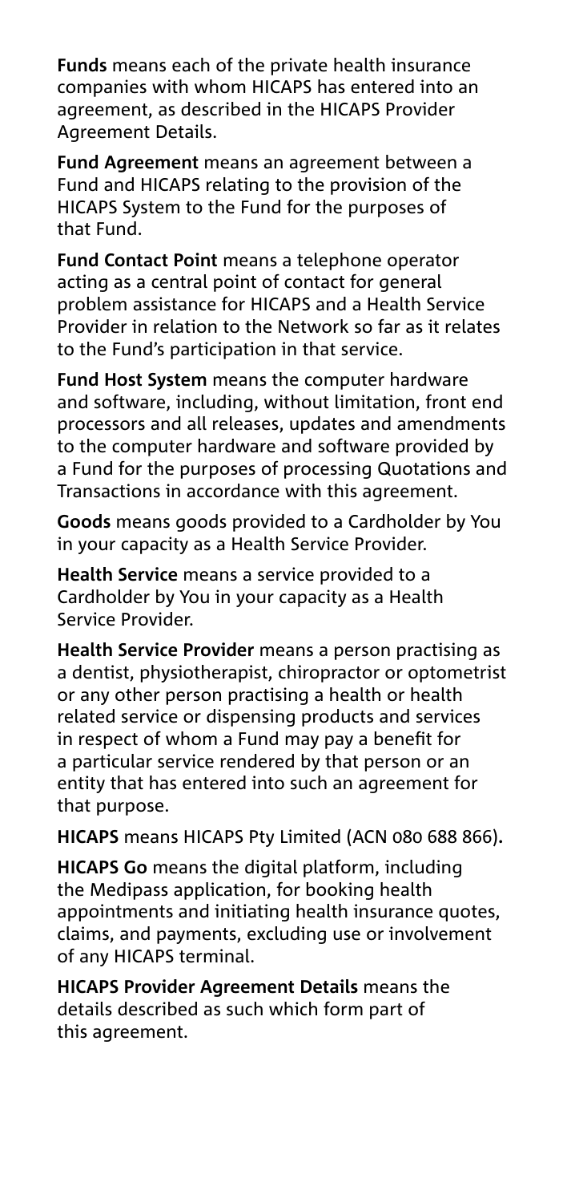**Funds** means each of the private health insurance companies with whom HICAPS has entered into an agreement, as described in the HICAPS Provider Agreement Details.

**Fund Agreement** means an agreement between a Fund and HICAPS relating to the provision of the HICAPS System to the Fund for the purposes of that Fund.

**Fund Contact Point** means a telephone operator acting as a central point of contact for general problem assistance for HICAPS and a Health Service Provider in relation to the Network so far as it relates to the Fund's participation in that service.

**Fund Host System** means the computer hardware and software, including, without limitation, front end processors and all releases, updates and amendments to the computer hardware and software provided by a Fund for the purposes of processing Quotations and Transactions in accordance with this agreement.

**Goods** means goods provided to a Cardholder by You in your capacity as a Health Service Provider.

**Health Service** means a service provided to a Cardholder by You in your capacity as a Health Service Provider.

**Health Service Provider** means a person practising as a dentist, physiotherapist, chiropractor or optometrist or any other person practising a health or health related service or dispensing products and services in respect of whom a Fund may pay a benefit for a particular service rendered by that person or an entity that has entered into such an agreement for that purpose.

**HICAPS** means HICAPS Pty Limited (ACN 080 688 866).

**HICAPS Go** means the digital platform, including the Medipass application, for booking health appointments and initiating health insurance quotes, claims, and payments, excluding use or involvement of any HICAPS terminal.

**HICAPS Provider Agreement Details** means the details described as such which form part of this agreement.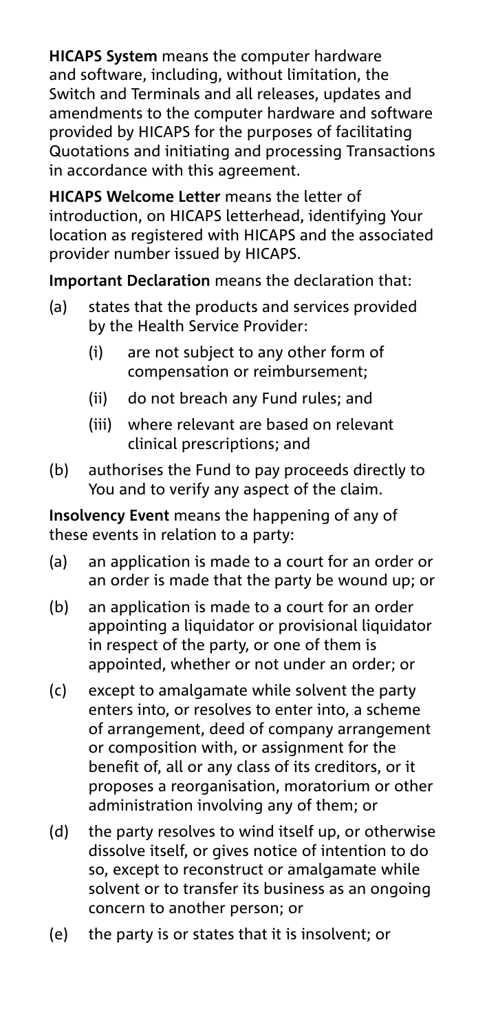**HICAPS System** means the computer hardware and software, including, without limitation, the Switch and Terminals and all releases, updates and amendments to the computer hardware and software provided by HICAPS for the purposes of facilitating Quotations and initiating and processing Transactions in accordance with this agreement.

**HICAPS Welcome Letter** means the letter of introduction, on HICAPS letterhead, identifying Your location as registered with HICAPS and the associated provider number issued by HICAPS.

**Important Declaration** means the declaration that:

(a) states that the products and services provided by the Health Service Provider:

  (i) are not subject to any other form of compensation or reimbursement;

  (ii) do not breach any Fund rules; and

  (iii) where relevant are based on relevant clinical prescriptions; and

(b) authorises the Fund to pay proceeds directly to You and to verify any aspect of the claim.

**Insolvency Event** means the happening of any of these events in relation to a party:

(a) an application is made to a court for an order or an order is made that the party be wound up; or

(b) an application is made to a court for an order appointing a liquidator or provisional liquidator in respect of the party, or one of them is appointed, whether or not under an order; or

(c) except to amalgamate while solvent the party enters into, or resolves to enter into, a scheme of arrangement, deed of company arrangement or composition with, or assignment for the benefit of, all or any class of its creditors, or it proposes a reorganisation, moratorium or other administration involving any of them; or

(d) the party resolves to wind itself up, or otherwise dissolve itself, or gives notice of intention to do so, except to reconstruct or amalgamate while solvent or to transfer its business as an ongoing concern to another person; or

(e) the party is or states that it is insolvent; or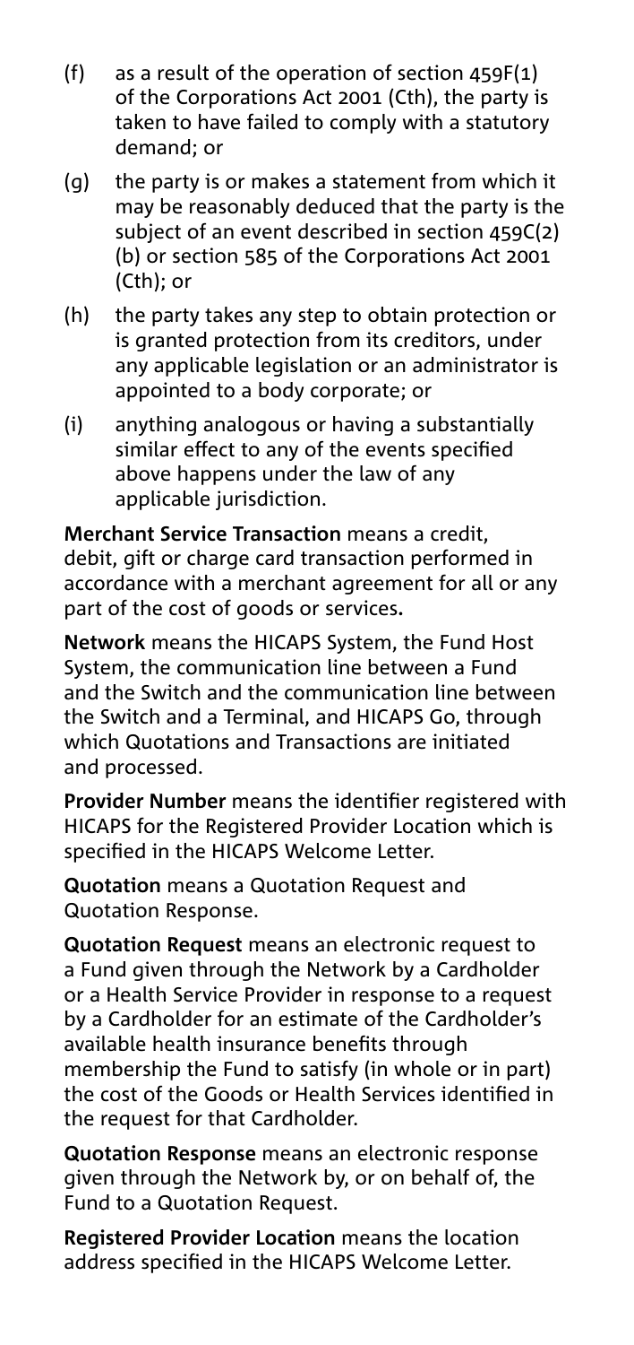(f) as a result of the operation of section 459F(1) of the Corporations Act 2001 (Cth), the party is taken to have failed to comply with a statutory demand; or

(g) the party is or makes a statement from which it may be reasonably deduced that the party is the subject of an event described in section 459C(2)(b) or section 585 of the Corporations Act 2001 (Cth); or

(h) the party takes any step to obtain protection or is granted protection from its creditors, under any applicable legislation or an administrator is appointed to a body corporate; or

(i) anything analogous or having a substantially similar effect to any of the events specified above happens under the law of any applicable jurisdiction.

**Merchant Service Transaction** means a credit, debit, gift or charge card transaction performed in accordance with a merchant agreement for all or any part of the cost of goods or services**.**

**Network** means the HICAPS System, the Fund Host System, the communication line between a Fund and the Switch and the communication line between the Switch and a Terminal, and HICAPS Go, through which Quotations and Transactions are initiated and processed.

**Provider Number** means the identifier registered with HICAPS for the Registered Provider Location which is specified in the HICAPS Welcome Letter.

**Quotation** means a Quotation Request and Quotation Response.

**Quotation Request** means an electronic request to a Fund given through the Network by a Cardholder or a Health Service Provider in response to a request by a Cardholder for an estimate of the Cardholder's available health insurance benefits through membership the Fund to satisfy (in whole or in part) the cost of the Goods or Health Services identified in the request for that Cardholder.

**Quotation Response** means an electronic response given through the Network by, or on behalf of, the Fund to a Quotation Request.

**Registered Provider Location** means the location address specified in the HICAPS Welcome Letter.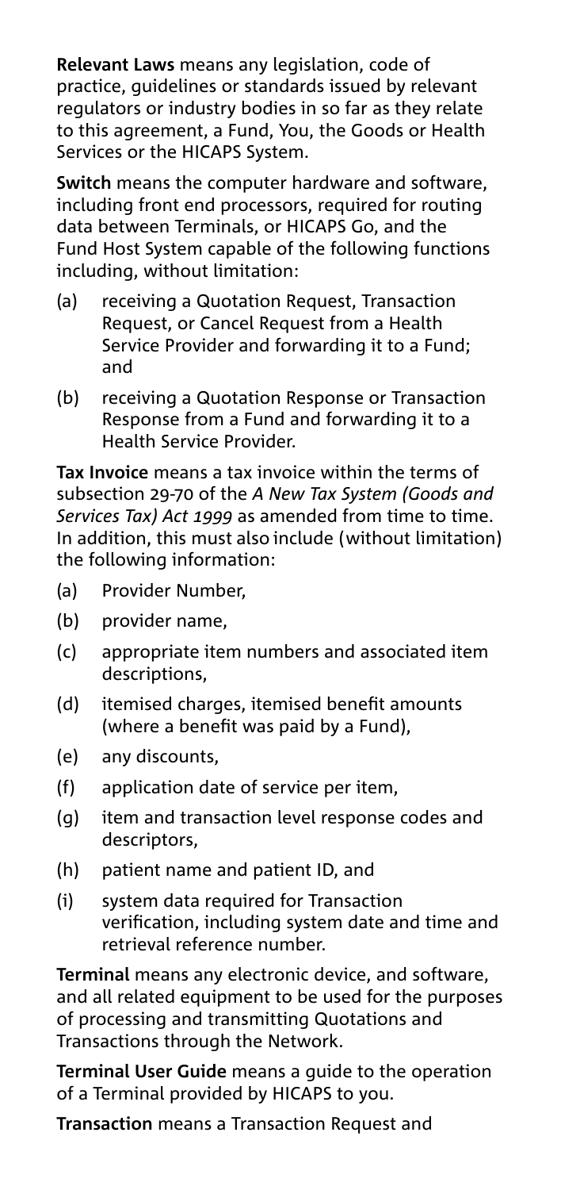**Relevant Laws** means any legislation, code of practice, guidelines or standards issued by relevant regulators or industry bodies in so far as they relate to this agreement, a Fund, You, the Goods or Health Services or the HICAPS System.

**Switch** means the computer hardware and software, including front end processors, required for routing data between Terminals, or HICAPS Go, and the Fund Host System capable of the following functions including, without limitation:

(a) receiving a Quotation Request, Transaction Request, or Cancel Request from a Health Service Provider and forwarding it to a Fund; and

(b) receiving a Quotation Response or Transaction Response from a Fund and forwarding it to a Health Service Provider.

**Tax Invoice** means a tax invoice within the terms of subsection 29-70 of the *A New Tax System (Goods and Services Tax) Act 1999* as amended from time to time. In addition, this must also include (without limitation) the following information:

(a) Provider Number,

(b) provider name,

(c) appropriate item numbers and associated item descriptions,

(d) itemised charges, itemised benefit amounts (where a benefit was paid by a Fund),

(e) any discounts,

(f) application date of service per item,

(g) item and transaction level response codes and descriptors,

(h) patient name and patient ID, and

(i) system data required for Transaction verification, including system date and time and retrieval reference number.

**Terminal** means any electronic device, and software, and all related equipment to be used for the purposes of processing and transmitting Quotations and Transactions through the Network.

**Terminal User Guide** means a guide to the operation of a Terminal provided by HICAPS to you.

**Transaction** means a Transaction Request and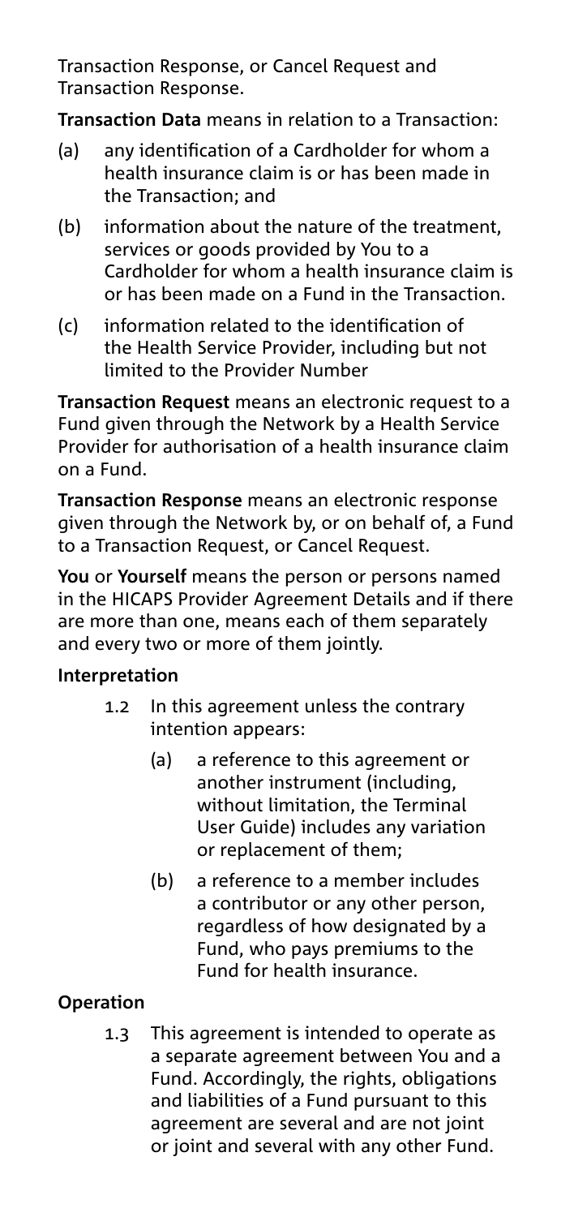Transaction Response, or Cancel Request and Transaction Response.

**Transaction Data** means in relation to a Transaction:

(a) any identification of a Cardholder for whom a health insurance claim is or has been made in the Transaction; and

(b) information about the nature of the treatment, services or goods provided by You to a Cardholder for whom a health insurance claim is or has been made on a Fund in the Transaction.

(c) information related to the identification of the Health Service Provider, including but not limited to the Provider Number

**Transaction Request** means an electronic request to a Fund given through the Network by a Health Service Provider for authorisation of a health insurance claim on a Fund.

**Transaction Response** means an electronic response given through the Network by, or on behalf of, a Fund to a Transaction Request, or Cancel Request.

**You** or **Yourself** means the person or persons named in the HICAPS Provider Agreement Details and if there are more than one, means each of them separately and every two or more of them jointly.

**Interpretation**

1.2 In this agreement unless the contrary intention appears:

(a) a reference to this agreement or another instrument (including, without limitation, the Terminal User Guide) includes any variation or replacement of them;

(b) a reference to a member includes a contributor or any other person, regardless of how designated by a Fund, who pays premiums to the Fund for health insurance.

**Operation**

1.3 This agreement is intended to operate as a separate agreement between You and a Fund. Accordingly, the rights, obligations and liabilities of a Fund pursuant to this agreement are several and are not joint or joint and several with any other Fund.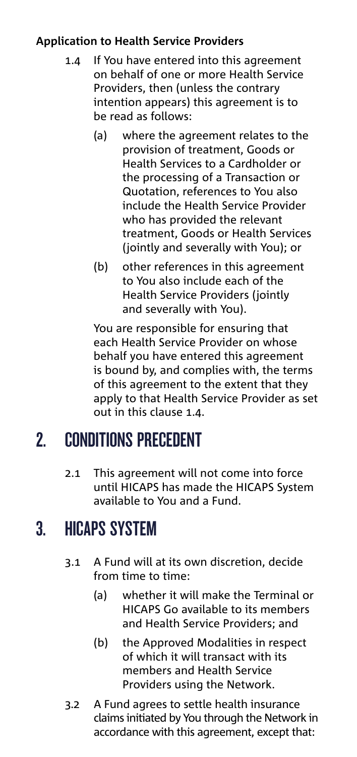**Application to Health Service Providers**

1.4 If You have entered into this agreement on behalf of one or more Health Service Providers, then (unless the contrary intention appears) this agreement is to be read as follows:

   (a) where the agreement relates to the provision of treatment, Goods or Health Services to a Cardholder or the processing of a Transaction or Quotation, references to You also include the Health Service Provider who has provided the relevant treatment, Goods or Health Services (jointly and severally with You); or

   (b) other references in this agreement to You also include each of the Health Service Providers (jointly and severally with You).

   You are responsible for ensuring that each Health Service Provider on whose behalf you have entered this agreement is bound by, and complies with, the terms of this agreement to the extent that they apply to that Health Service Provider as set out in this clause 1.4.

## 2. CONDITIONS PRECEDENT

2.1 This agreement will not come into force until HICAPS has made the HICAPS System available to You and a Fund.

## 3. HICAPS SYSTEM

3.1 A Fund will at its own discretion, decide from time to time:

   (a) whether it will make the Terminal or HICAPS Go available to its members and Health Service Providers; and

   (b) the Approved Modalities in respect of which it will transact with its members and Health Service Providers using the Network.

3.2 A Fund agrees to settle health insurance claims initiated by You through the Network in accordance with this agreement, except that: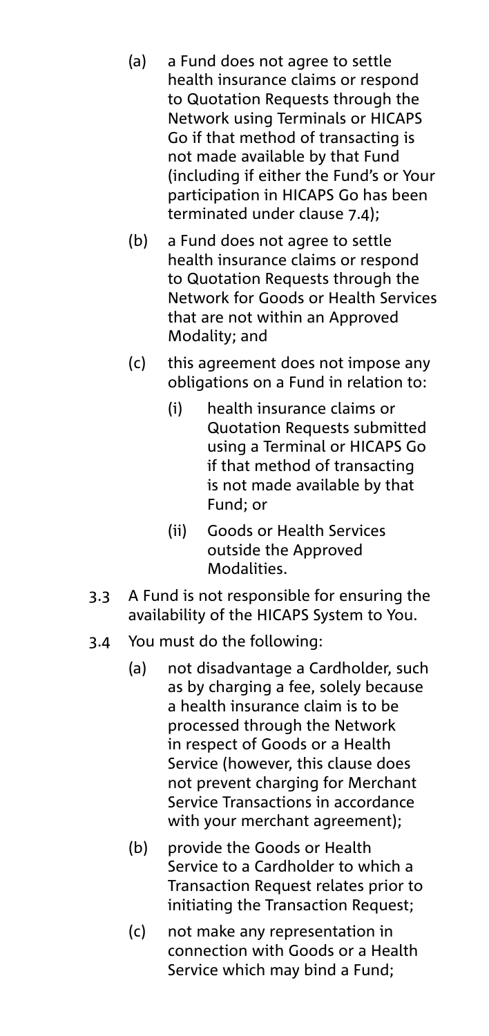(a) a Fund does not agree to settle health insurance claims or respond to Quotation Requests through the Network using Terminals or HICAPS Go if that method of transacting is not made available by that Fund (including if either the Fund's or Your participation in HICAPS Go has been terminated under clause 7.4);

(b) a Fund does not agree to settle health insurance claims or respond to Quotation Requests through the Network for Goods or Health Services that are not within an Approved Modality; and

(c) this agreement does not impose any obligations on a Fund in relation to:

   (i) health insurance claims or Quotation Requests submitted using a Terminal or HICAPS Go if that method of transacting is not made available by that Fund; or

   (ii) Goods or Health Services outside the Approved Modalities.

3.3 A Fund is not responsible for ensuring the availability of the HICAPS System to You.

3.4 You must do the following:

(a) not disadvantage a Cardholder, such as by charging a fee, solely because a health insurance claim is to be processed through the Network in respect of Goods or a Health Service (however, this clause does not prevent charging for Merchant Service Transactions in accordance with your merchant agreement);

(b) provide the Goods or Health Service to a Cardholder to which a Transaction Request relates prior to initiating the Transaction Request;

(c) not make any representation in connection with Goods or a Health Service which may bind a Fund;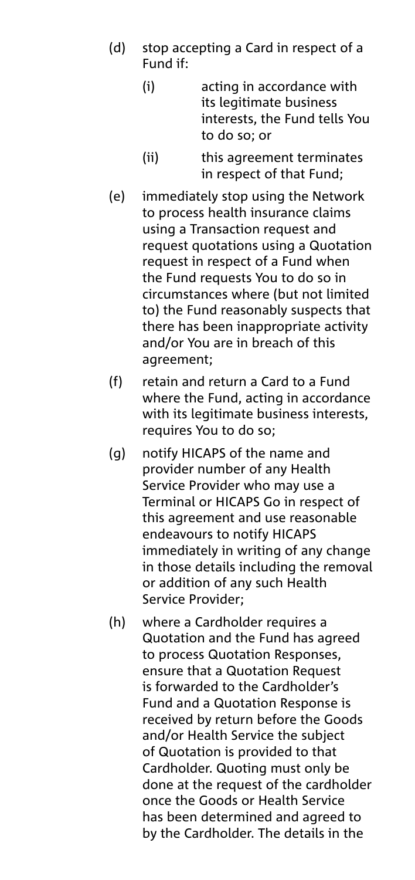(d) stop accepting a Card in respect of a Fund if:

   (i) acting in accordance with its legitimate business interests, the Fund tells You to do so; or

   (ii) this agreement terminates in respect of that Fund;

(e) immediately stop using the Network to process health insurance claims using a Transaction request and request quotations using a Quotation request in respect of a Fund when the Fund requests You to do so in circumstances where (but not limited to) the Fund reasonably suspects that there has been inappropriate activity and/or You are in breach of this agreement;

(f) retain and return a Card to a Fund where the Fund, acting in accordance with its legitimate business interests, requires You to do so;

(g) notify HICAPS of the name and provider number of any Health Service Provider who may use a Terminal or HICAPS Go in respect of this agreement and use reasonable endeavours to notify HICAPS immediately in writing of any change in those details including the removal or addition of any such Health Service Provider;

(h) where a Cardholder requires a Quotation and the Fund has agreed to process Quotation Responses, ensure that a Quotation Request is forwarded to the Cardholder's Fund and a Quotation Response is received by return before the Goods and/or Health Service the subject of Quotation is provided to that Cardholder. Quoting must only be done at the request of the cardholder once the Goods or Health Service has been determined and agreed to by the Cardholder. The details in the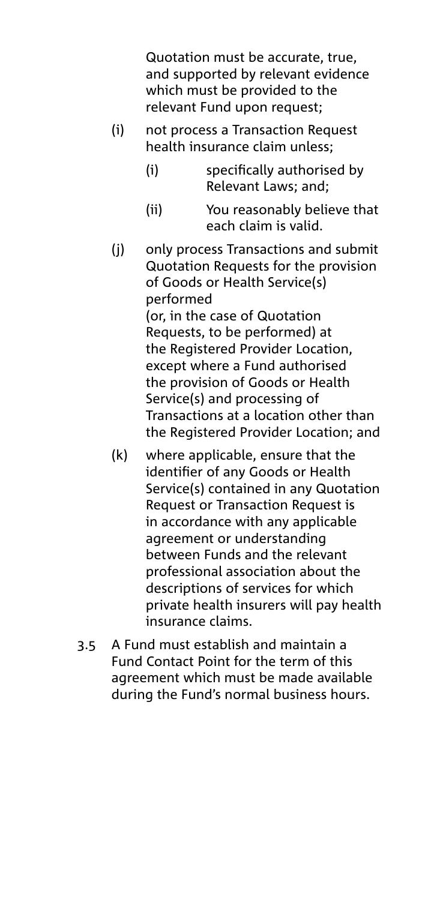Quotation must be accurate, true, and supported by relevant evidence which must be provided to the relevant Fund upon request;

(i) not process a Transaction Request health insurance claim unless;

  (i) specifically authorised by Relevant Laws; and;

  (ii) You reasonably believe that each claim is valid.

(j) only process Transactions and submit Quotation Requests for the provision of Goods or Health Service(s) performed (or, in the case of Quotation Requests, to be performed) at the Registered Provider Location, except where a Fund authorised the provision of Goods or Health Service(s) and processing of Transactions at a location other than the Registered Provider Location; and

(k) where applicable, ensure that the identifier of any Goods or Health Service(s) contained in any Quotation Request or Transaction Request is in accordance with any applicable agreement or understanding between Funds and the relevant professional association about the descriptions of services for which private health insurers will pay health insurance claims.

3.5 A Fund must establish and maintain a Fund Contact Point for the term of this agreement which must be made available during the Fund's normal business hours.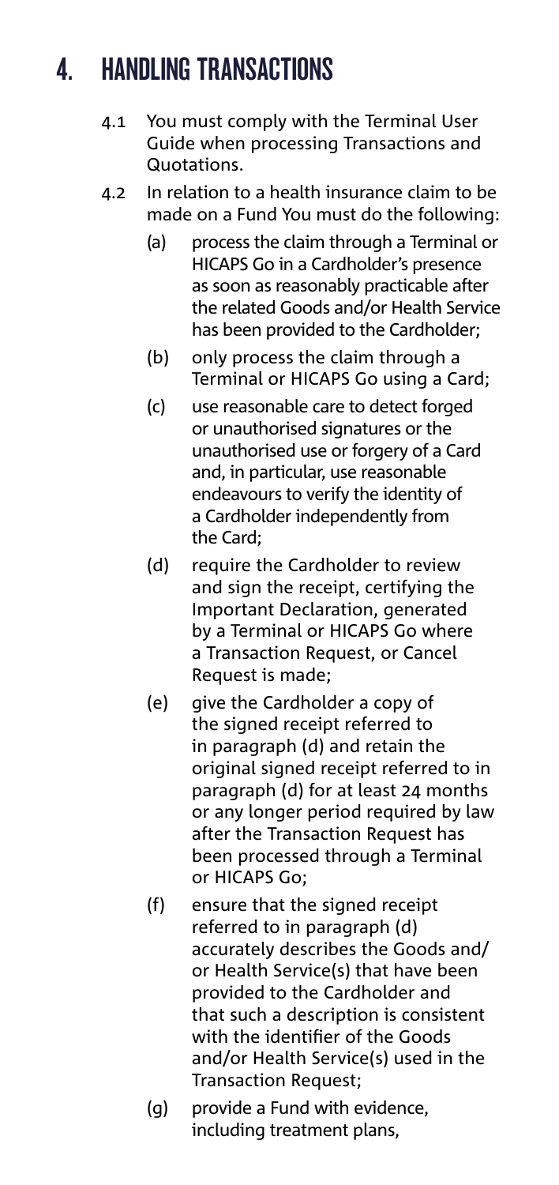# 4. HANDLING TRANSACTIONS

4.1 You must comply with the Terminal User Guide when processing Transactions and Quotations.

4.2 In relation to a health insurance claim to be made on a Fund You must do the following:

(a) process the claim through a Terminal or HICAPS Go in a Cardholder's presence as soon as reasonably practicable after the related Goods and/or Health Service has been provided to the Cardholder;

(b) only process the claim through a Terminal or HICAPS Go using a Card;

(c) use reasonable care to detect forged or unauthorised signatures or the unauthorised use or forgery of a Card and, in particular, use reasonable endeavours to verify the identity of a Cardholder independently from the Card;

(d) require the Cardholder to review and sign the receipt, certifying the Important Declaration, generated by a Terminal or HICAPS Go where a Transaction Request, or Cancel Request is made;

(e) give the Cardholder a copy of the signed receipt referred to in paragraph (d) and retain the original signed receipt referred to in paragraph (d) for at least 24 months or any longer period required by law after the Transaction Request has been processed through a Terminal or HICAPS Go;

(f) ensure that the signed receipt referred to in paragraph (d) accurately describes the Goods and/or Health Service(s) that have been provided to the Cardholder and that such a description is consistent with the identifier of the Goods and/or Health Service(s) used in the Transaction Request;

(g) provide a Fund with evidence, including treatment plans,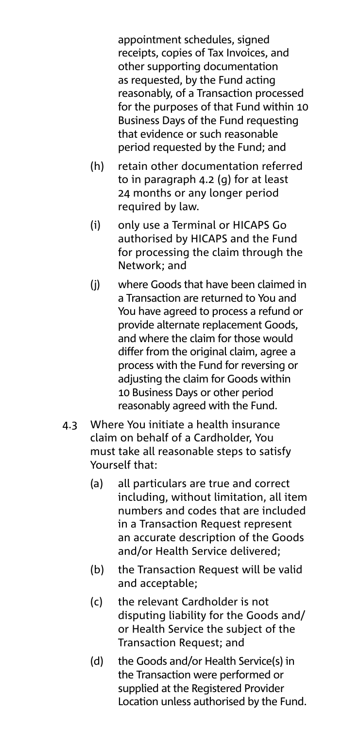appointment schedules, signed receipts, copies of Tax Invoices, and other supporting documentation as requested, by the Fund acting reasonably, of a Transaction processed for the purposes of that Fund within 10 Business Days of the Fund requesting that evidence or such reasonable period requested by the Fund; and

(h) retain other documentation referred to in paragraph 4.2 (g) for at least 24 months or any longer period required by law.

(i) only use a Terminal or HICAPS Go authorised by HICAPS and the Fund for processing the claim through the Network; and

(j) where Goods that have been claimed in a Transaction are returned to You and You have agreed to process a refund or provide alternate replacement Goods, and where the claim for those would differ from the original claim, agree a process with the Fund for reversing or adjusting the claim for Goods within 10 Business Days or other period reasonably agreed with the Fund.

4.3 Where You initiate a health insurance claim on behalf of a Cardholder, You must take all reasonable steps to satisfy Yourself that:

(a) all particulars are true and correct including, without limitation, all item numbers and codes that are included in a Transaction Request represent an accurate description of the Goods and/or Health Service delivered;

(b) the Transaction Request will be valid and acceptable;

(c) the relevant Cardholder is not disputing liability for the Goods and/or Health Service the subject of the Transaction Request; and

(d) the Goods and/or Health Service(s) in the Transaction were performed or supplied at the Registered Provider Location unless authorised by the Fund.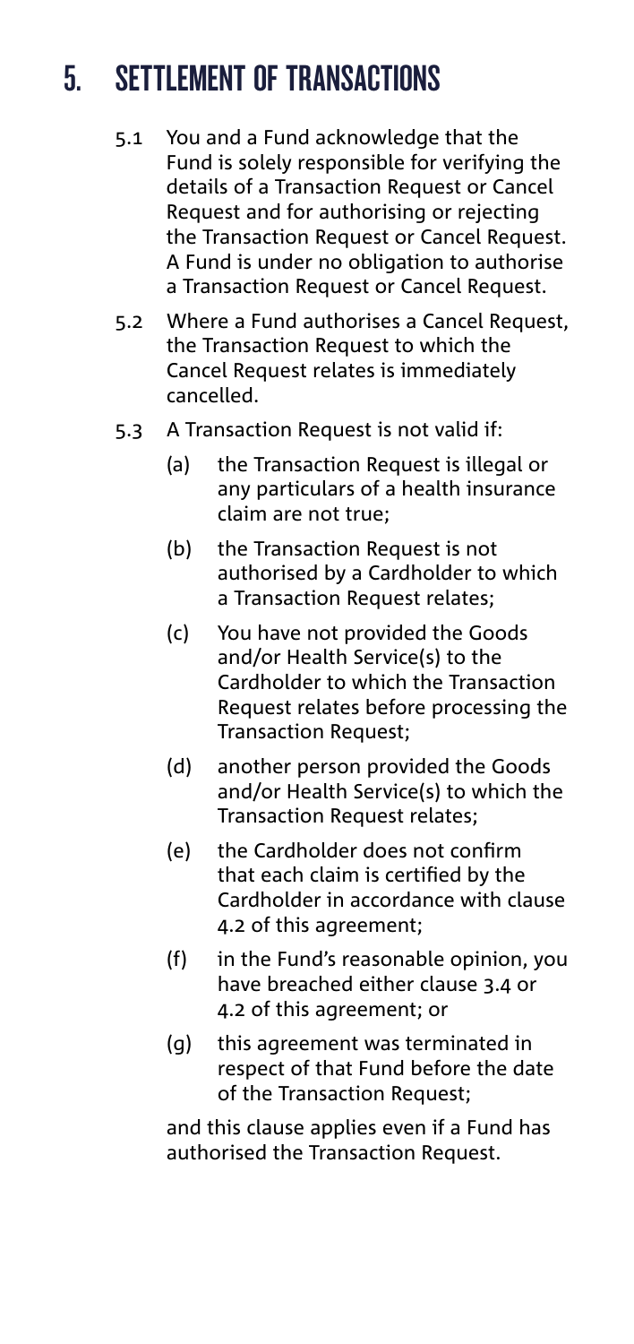# 5. SETTLEMENT OF TRANSACTIONS

5.1 You and a Fund acknowledge that the Fund is solely responsible for verifying the details of a Transaction Request or Cancel Request and for authorising or rejecting the Transaction Request or Cancel Request. A Fund is under no obligation to authorise a Transaction Request or Cancel Request.

5.2 Where a Fund authorises a Cancel Request, the Transaction Request to which the Cancel Request relates is immediately cancelled.

5.3 A Transaction Request is not valid if:

(a) the Transaction Request is illegal or any particulars of a health insurance claim are not true;

(b) the Transaction Request is not authorised by a Cardholder to which a Transaction Request relates;

(c) You have not provided the Goods and/or Health Service(s) to the Cardholder to which the Transaction Request relates before processing the Transaction Request;

(d) another person provided the Goods and/or Health Service(s) to which the Transaction Request relates;

(e) the Cardholder does not confirm that each claim is certified by the Cardholder in accordance with clause 4.2 of this agreement;

(f) in the Fund's reasonable opinion, you have breached either clause 3.4 or 4.2 of this agreement; or

(g) this agreement was terminated in respect of that Fund before the date of the Transaction Request;

and this clause applies even if a Fund has authorised the Transaction Request.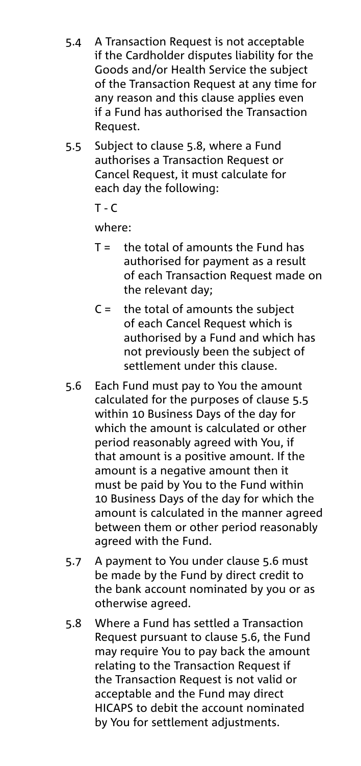5.4 A Transaction Request is not acceptable if the Cardholder disputes liability for the Goods and/or Health Service the subject of the Transaction Request at any time for any reason and this clause applies even if a Fund has authorised the Transaction Request.

5.5 Subject to clause 5.8, where a Fund authorises a Transaction Request or Cancel Request, it must calculate for each day the following:

$T - C$

where:

- T = the total of amounts the Fund has authorised for payment as a result of each Transaction Request made on the relevant day;
- C = the total of amounts the subject of each Cancel Request which is authorised by a Fund and which has not previously been the subject of settlement under this clause.

5.6 Each Fund must pay to You the amount calculated for the purposes of clause 5.5 within 10 Business Days of the day for which the amount is calculated or other period reasonably agreed with You, if that amount is a positive amount. If the amount is a negative amount then it must be paid by You to the Fund within 10 Business Days of the day for which the amount is calculated in the manner agreed between them or other period reasonably agreed with the Fund.

5.7 A payment to You under clause 5.6 must be made by the Fund by direct credit to the bank account nominated by you or as otherwise agreed.

5.8 Where a Fund has settled a Transaction Request pursuant to clause 5.6, the Fund may require You to pay back the amount relating to the Transaction Request if the Transaction Request is not valid or acceptable and the Fund may direct HICAPS to debit the account nominated by You for settlement adjustments.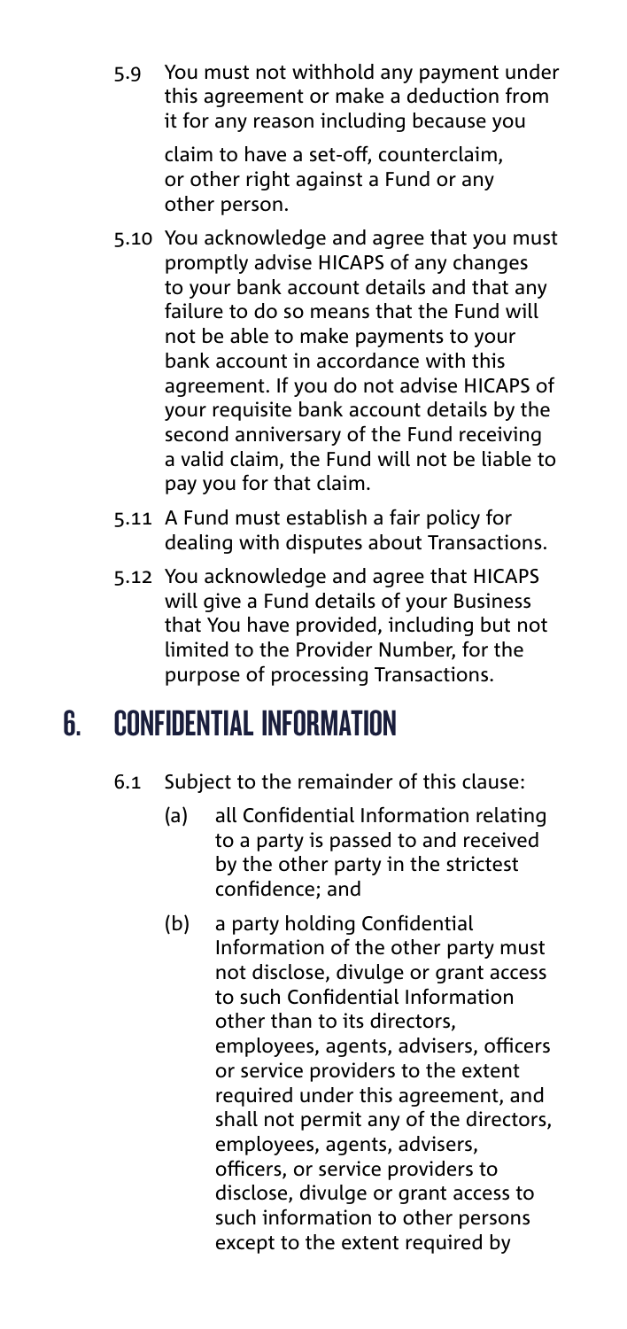5.9 You must not withhold any payment under this agreement or make a deduction from it for any reason including because you claim to have a set-off, counterclaim, or other right against a Fund or any other person.

5.10 You acknowledge and agree that you must promptly advise HICAPS of any changes to your bank account details and that any failure to do so means that the Fund will not be able to make payments to your bank account in accordance with this agreement. If you do not advise HICAPS of your requisite bank account details by the second anniversary of the Fund receiving a valid claim, the Fund will not be liable to pay you for that claim.

5.11 A Fund must establish a fair policy for dealing with disputes about Transactions.

5.12 You acknowledge and agree that HICAPS will give a Fund details of your Business that You have provided, including but not limited to the Provider Number, for the purpose of processing Transactions.

## 6. CONFIDENTIAL INFORMATION

6.1 Subject to the remainder of this clause:

(a) all Confidential Information relating to a party is passed to and received by the other party in the strictest confidence; and

(b) a party holding Confidential Information of the other party must not disclose, divulge or grant access to such Confidential Information other than to its directors, employees, agents, advisers, officers or service providers to the extent required under this agreement, and shall not permit any of the directors, employees, agents, advisers, officers, or service providers to disclose, divulge or grant access to such information to other persons except to the extent required by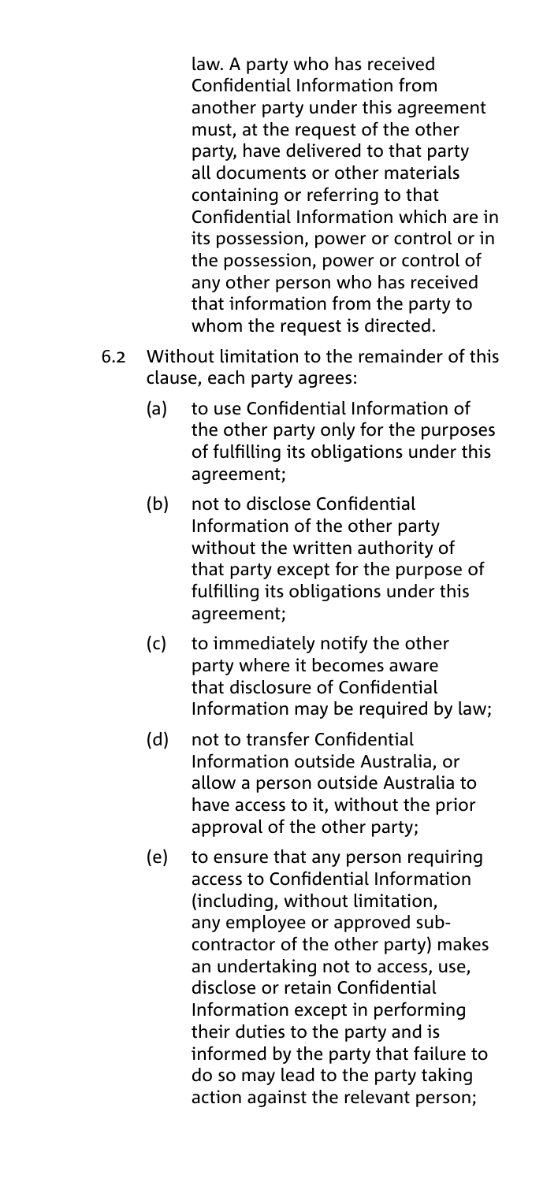law. A party who has received Confidential Information from another party under this agreement must, at the request of the other party, have delivered to that party all documents or other materials containing or referring to that Confidential Information which are in its possession, power or control or in the possession, power or control of any other person who has received that information from the party to whom the request is directed.

6.2 Without limitation to the remainder of this clause, each party agrees:

(a) to use Confidential Information of the other party only for the purposes of fulfilling its obligations under this agreement;

(b) not to disclose Confidential Information of the other party without the written authority of that party except for the purpose of fulfilling its obligations under this agreement;

(c) to immediately notify the other party where it becomes aware that disclosure of Confidential Information may be required by law;

(d) not to transfer Confidential Information outside Australia, or allow a person outside Australia to have access to it, without the prior approval of the other party;

(e) to ensure that any person requiring access to Confidential Information (including, without limitation, any employee or approved sub-contractor of the other party) makes an undertaking not to access, use, disclose or retain Confidential Information except in performing their duties to the party and is informed by the party that failure to do so may lead to the party taking action against the relevant person;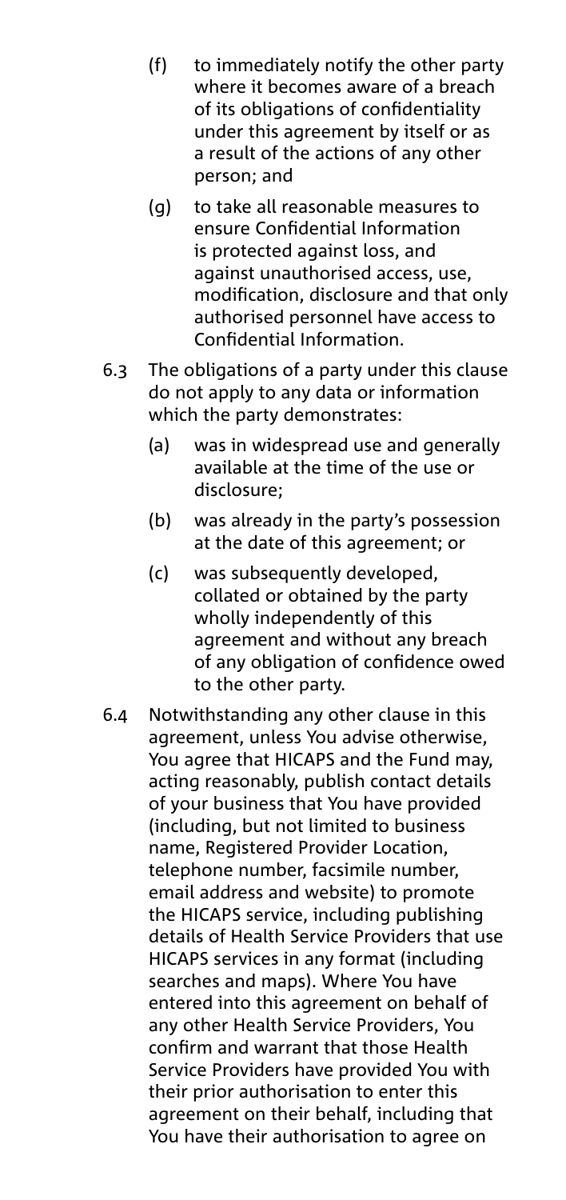(f) to immediately notify the other party where it becomes aware of a breach of its obligations of confidentiality under this agreement by itself or as a result of the actions of any other person; and

(g) to take all reasonable measures to ensure Confidential Information is protected against loss, and against unauthorised access, use, modification, disclosure and that only authorised personnel have access to Confidential Information.

6.3 The obligations of a party under this clause do not apply to any data or information which the party demonstrates:

(a) was in widespread use and generally available at the time of the use or disclosure;

(b) was already in the party's possession at the date of this agreement; or

(c) was subsequently developed, collated or obtained by the party wholly independently of this agreement and without any breach of any obligation of confidence owed to the other party.

6.4 Notwithstanding any other clause in this agreement, unless You advise otherwise, You agree that HICAPS and the Fund may, acting reasonably, publish contact details of your business that You have provided (including, but not limited to business name, Registered Provider Location, telephone number, facsimile number, email address and website) to promote the HICAPS service, including publishing details of Health Service Providers that use HICAPS services in any format (including searches and maps). Where You have entered into this agreement on behalf of any other Health Service Providers, You confirm and warrant that those Health Service Providers have provided You with their prior authorisation to enter this agreement on their behalf, including that You have their authorisation to agree on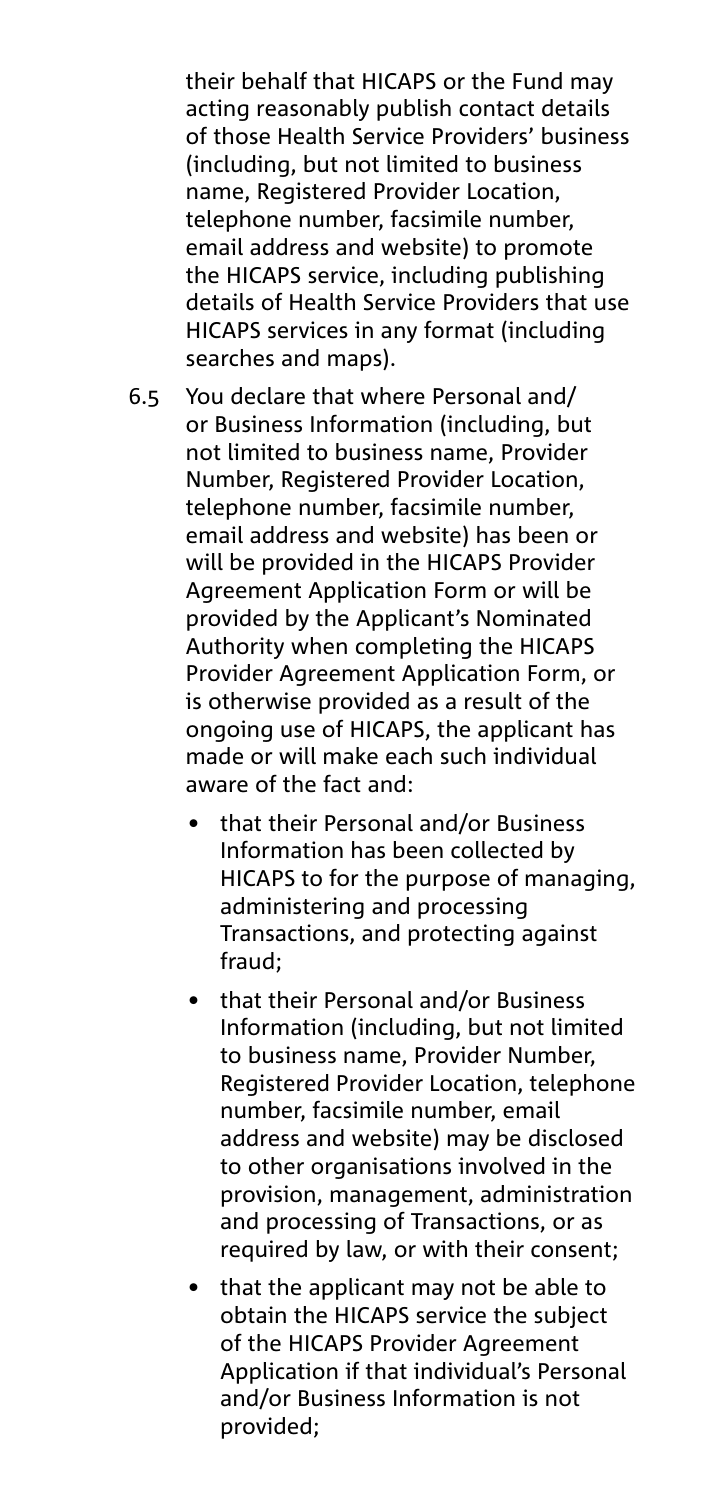their behalf that HICAPS or the Fund may acting reasonably publish contact details of those Health Service Providers' business (including, but not limited to business name, Registered Provider Location, telephone number, facsimile number, email address and website) to promote the HICAPS service, including publishing details of Health Service Providers that use HICAPS services in any format (including searches and maps).

6.5 You declare that where Personal and/or Business Information (including, but not limited to business name, Provider Number, Registered Provider Location, telephone number, facsimile number, email address and website) has been or will be provided in the HICAPS Provider Agreement Application Form or will be provided by the Applicant's Nominated Authority when completing the HICAPS Provider Agreement Application Form, or is otherwise provided as a result of the ongoing use of HICAPS, the applicant has made or will make each such individual aware of the fact and:

- that their Personal and/or Business Information has been collected by HICAPS to for the purpose of managing, administering and processing Transactions, and protecting against fraud;
- that their Personal and/or Business Information (including, but not limited to business name, Provider Number, Registered Provider Location, telephone number, facsimile number, email address and website) may be disclosed to other organisations involved in the provision, management, administration and processing of Transactions, or as required by law, or with their consent;
- that the applicant may not be able to obtain the HICAPS service the subject of the HICAPS Provider Agreement Application if that individual's Personal and/or Business Information is not provided;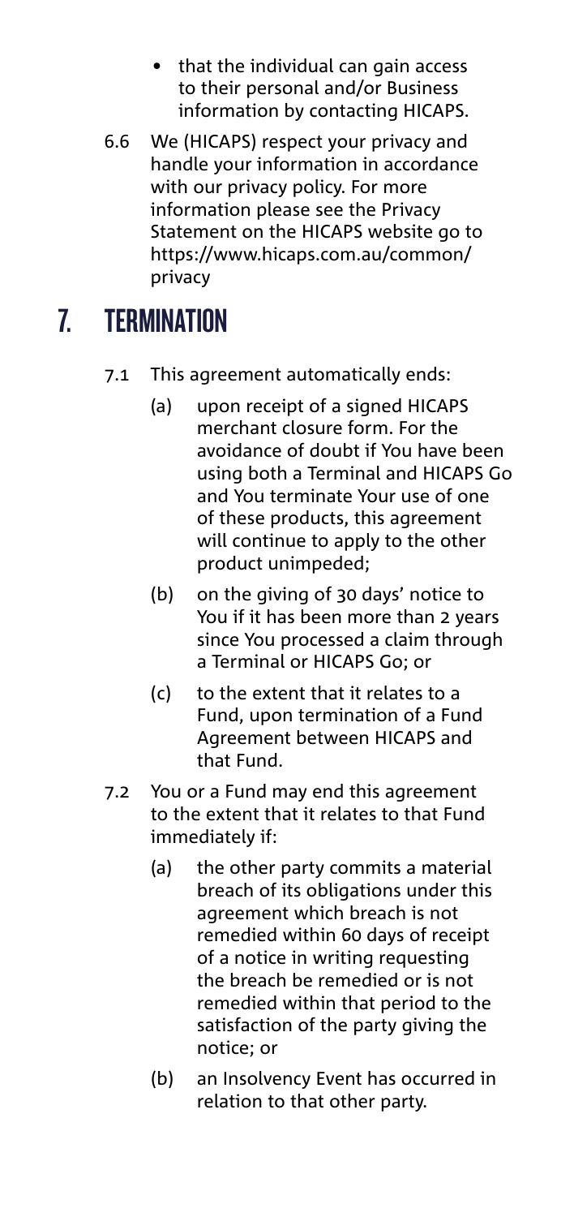- that the individual can gain access to their personal and/or Business information by contacting HICAPS.

6.6 We (HICAPS) respect your privacy and handle your information in accordance with our privacy policy. For more information please see the Privacy Statement on the HICAPS website go to https://www.hicaps.com.au/common/privacy

# 7. TERMINATION

7.1 This agreement automatically ends:

(a) upon receipt of a signed HICAPS merchant closure form. For the avoidance of doubt if You have been using both a Terminal and HICAPS Go and You terminate Your use of one of these products, this agreement will continue to apply to the other product unimpeded;

(b) on the giving of 30 days' notice to You if it has been more than 2 years since You processed a claim through a Terminal or HICAPS Go; or

(c) to the extent that it relates to a Fund, upon termination of a Fund Agreement between HICAPS and that Fund.

7.2 You or a Fund may end this agreement to the extent that it relates to that Fund immediately if:

(a) the other party commits a material breach of its obligations under this agreement which breach is not remedied within 60 days of receipt of a notice in writing requesting the breach be remedied or is not remedied within that period to the satisfaction of the party giving the notice; or

(b) an Insolvency Event has occurred in relation to that other party.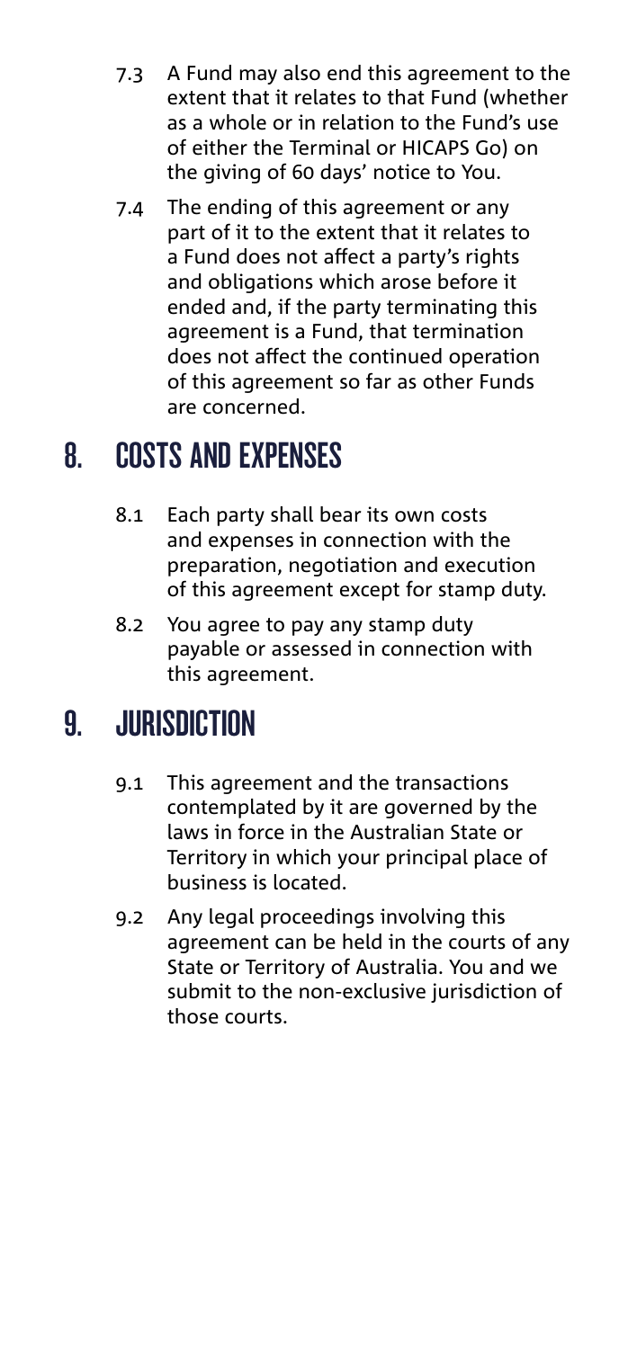7.3 A Fund may also end this agreement to the extent that it relates to that Fund (whether as a whole or in relation to the Fund's use of either the Terminal or HICAPS Go) on the giving of 60 days' notice to You.

7.4 The ending of this agreement or any part of it to the extent that it relates to a Fund does not affect a party's rights and obligations which arose before it ended and, if the party terminating this agreement is a Fund, that termination does not affect the continued operation of this agreement so far as other Funds are concerned.

## 8. COSTS AND EXPENSES

8.1 Each party shall bear its own costs and expenses in connection with the preparation, negotiation and execution of this agreement except for stamp duty.

8.2 You agree to pay any stamp duty payable or assessed in connection with this agreement.

## 9. JURISDICTION

9.1 This agreement and the transactions contemplated by it are governed by the laws in force in the Australian State or Territory in which your principal place of business is located.

9.2 Any legal proceedings involving this agreement can be held in the courts of any State or Territory of Australia. You and we submit to the non-exclusive jurisdiction of those courts.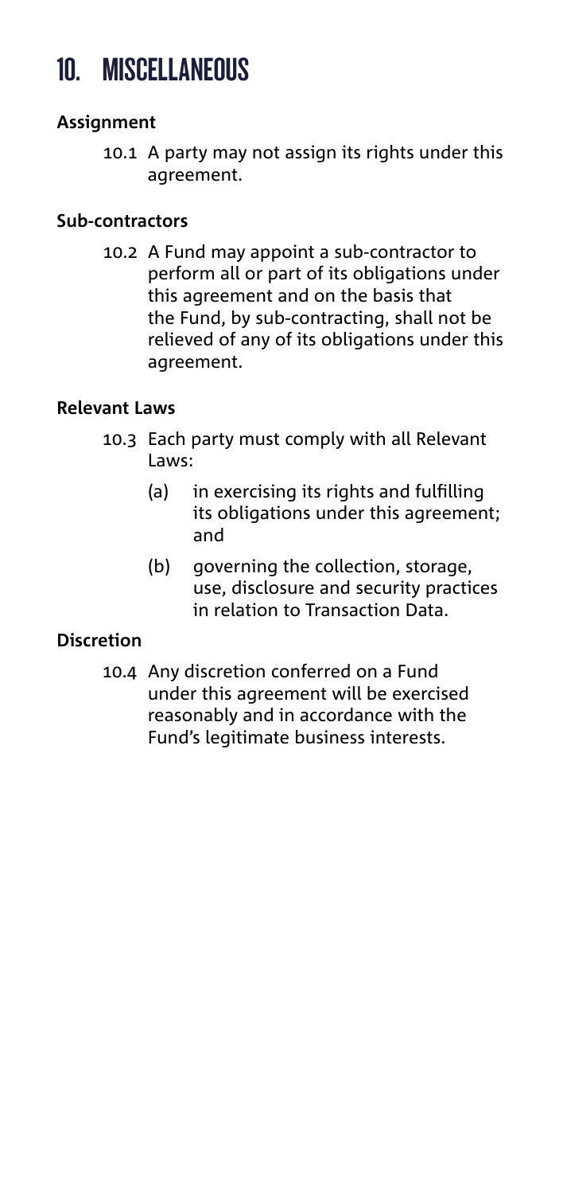# 10. MISCELLANEOUS

**Assignment**

10.1 A party may not assign its rights under this agreement.

**Sub-contractors**

10.2 A Fund may appoint a sub-contractor to perform all or part of its obligations under this agreement and on the basis that the Fund, by sub-contracting, shall not be relieved of any of its obligations under this agreement.

**Relevant Laws**

10.3 Each party must comply with all Relevant Laws:

- (a) in exercising its rights and fulfilling its obligations under this agreement; and
- (b) governing the collection, storage, use, disclosure and security practices in relation to Transaction Data.

**Discretion**

10.4 Any discretion conferred on a Fund under this agreement will be exercised reasonably and in accordance with the Fund's legitimate business interests.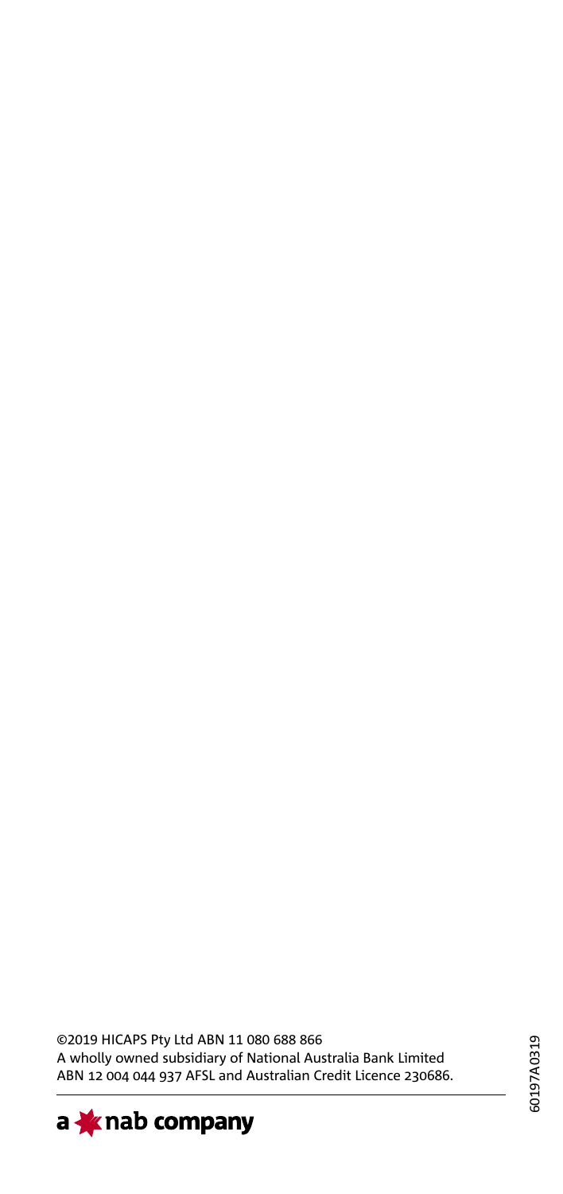©2019 HICAPS Pty Ltd ABN 11 080 688 866
A wholly owned subsidiary of National Australia Bank Limited
ABN 12 004 044 937 AFSL and Australian Credit Licence 230686.

a nab company

60197A0319